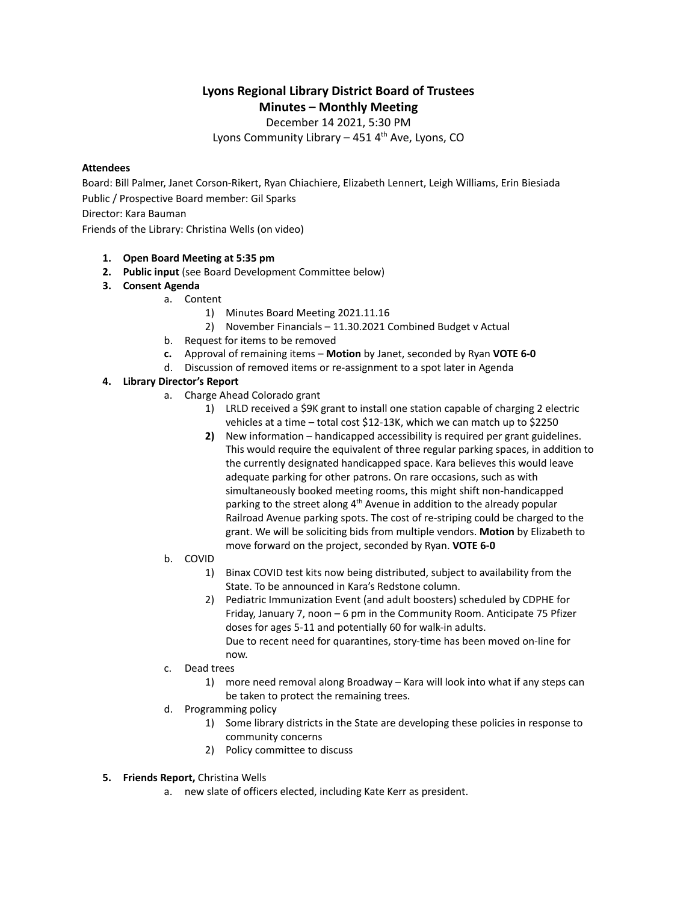# Lyons Regional Library District Board of Trustees
## Minutes – Monthly Meeting

December 14 2021, 5:30 PM

Lyons Community Library – 451 4th Ave, Lyons, CO

**Attendees**

Board: Bill Palmer, Janet Corson-Rikert, Ryan Chiachiere, Elizabeth Lennert, Leigh Williams, Erin Biesiada

Public / Prospective Board member: Gil Sparks

Director: Kara Bauman

Friends of the Library: Christina Wells (on video)

1. **Open Board Meeting at 5:35 pm**
2. **Public input** (see Board Development Committee below)
3. **Consent Agenda**
   a. Content
      1) Minutes Board Meeting 2021.11.16
      2) November Financials – 11.30.2021 Combined Budget v Actual
   b. Request for items to be removed
   **c.** Approval of remaining items – **Motion** by Janet, seconded by Ryan **VOTE 6-0**
   d. Discussion of removed items or re-assignment to a spot later in Agenda
4. **Library Director's Report**
   a. Charge Ahead Colorado grant
      1) LRLD received a $9K grant to install one station capable of charging 2 electric vehicles at a time – total cost $12-13K, which we can match up to $2250
      **2)** New information – handicapped accessibility is required per grant guidelines. This would require the equivalent of three regular parking spaces, in addition to the currently designated handicapped space. Kara believes this would leave adequate parking for other patrons. On rare occasions, such as with simultaneously booked meeting rooms, this might shift non-handicapped parking to the street along 4th Avenue in addition to the already popular Railroad Avenue parking spots. The cost of re-striping could be charged to the grant. We will be soliciting bids from multiple vendors. **Motion** by Elizabeth to move forward on the project, seconded by Ryan. **VOTE 6-0**
   b. COVID
      1) Binax COVID test kits now being distributed, subject to availability from the State. To be announced in Kara's Redstone column.
      2) Pediatric Immunization Event (and adult boosters) scheduled by CDPHE for Friday, January 7, noon – 6 pm in the Community Room. Anticipate 75 Pfizer doses for ages 5-11 and potentially 60 for walk-in adults.
         Due to recent need for quarantines, story-time has been moved on-line for now.
   c. Dead trees
      1) more need removal along Broadway – Kara will look into what if any steps can be taken to protect the remaining trees.
   d. Programming policy
      1) Some library districts in the State are developing these policies in response to community concerns
      2) Policy committee to discuss
5. **Friends Report,** Christina Wells
   a. new slate of officers elected, including Kate Kerr as president.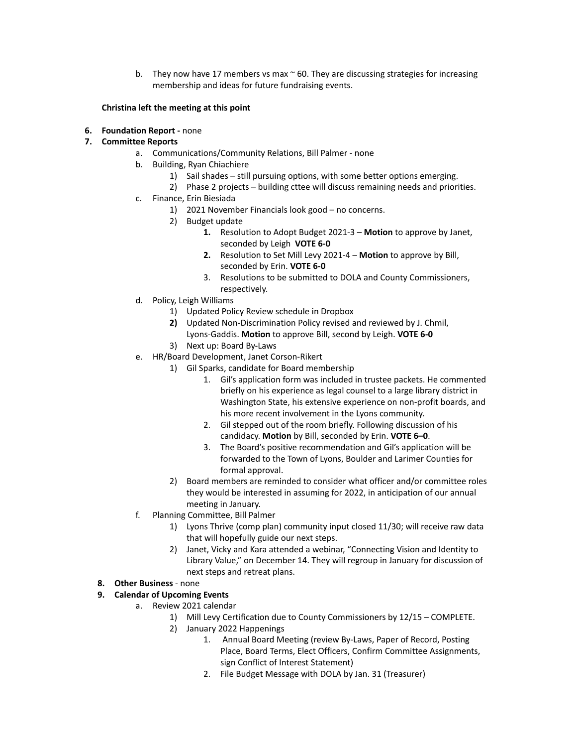b. They now have 17 members vs max ~ 60. They are discussing strategies for increasing membership and ideas for future fundraising events.

**Christina left the meeting at this point**

6. **Foundation Report -** none
7. **Committee Reports**
   a. Communications/Community Relations, Bill Palmer - none
   b. Building, Ryan Chiachiere
      1) Sail shades – still pursuing options, with some better options emerging.
      2) Phase 2 projects – building cttee will discuss remaining needs and priorities.
   c. Finance, Erin Biesiada
      1) 2021 November Financials look good – no concerns.
      2) Budget update
         1. Resolution to Adopt Budget 2021-3 – **Motion** to approve by Janet, seconded by Leigh **VOTE 6-0**
         2. Resolution to Set Mill Levy 2021-4 – **Motion** to approve by Bill, seconded by Erin. **VOTE 6-0**
         3. Resolutions to be submitted to DOLA and County Commissioners, respectively.
   d. Policy, Leigh Williams
      1) Updated Policy Review schedule in Dropbox
      2) Updated Non-Discrimination Policy revised and reviewed by J. Chmil, Lyons-Gaddis. **Motion** to approve Bill, second by Leigh. **VOTE 6-0**
      3) Next up: Board By-Laws
   e. HR/Board Development, Janet Corson-Rikert
      1) Gil Sparks, candidate for Board membership
         1. Gil's application form was included in trustee packets. He commented briefly on his experience as legal counsel to a large library district in Washington State, his extensive experience on non-profit boards, and his more recent involvement in the Lyons community.
         2. Gil stepped out of the room briefly. Following discussion of his candidacy. **Motion** by Bill, seconded by Erin. **VOTE 6–0**.
         3. The Board's positive recommendation and Gil's application will be forwarded to the Town of Lyons, Boulder and Larimer Counties for formal approval.
      2) Board members are reminded to consider what officer and/or committee roles they would be interested in assuming for 2022, in anticipation of our annual meeting in January.
   f. Planning Committee, Bill Palmer
      1) Lyons Thrive (comp plan) community input closed 11/30; will receive raw data that will hopefully guide our next steps.
      2) Janet, Vicky and Kara attended a webinar, "Connecting Vision and Identity to Library Value," on December 14. They will regroup in January for discussion of next steps and retreat plans.
8. **Other Business** - none
9. **Calendar of Upcoming Events**
   a. Review 2021 calendar
      1) Mill Levy Certification due to County Commissioners by 12/15 – COMPLETE.
      2) January 2022 Happenings
         1. Annual Board Meeting (review By-Laws, Paper of Record, Posting Place, Board Terms, Elect Officers, Confirm Committee Assignments, sign Conflict of Interest Statement)
         2. File Budget Message with DOLA by Jan. 31 (Treasurer)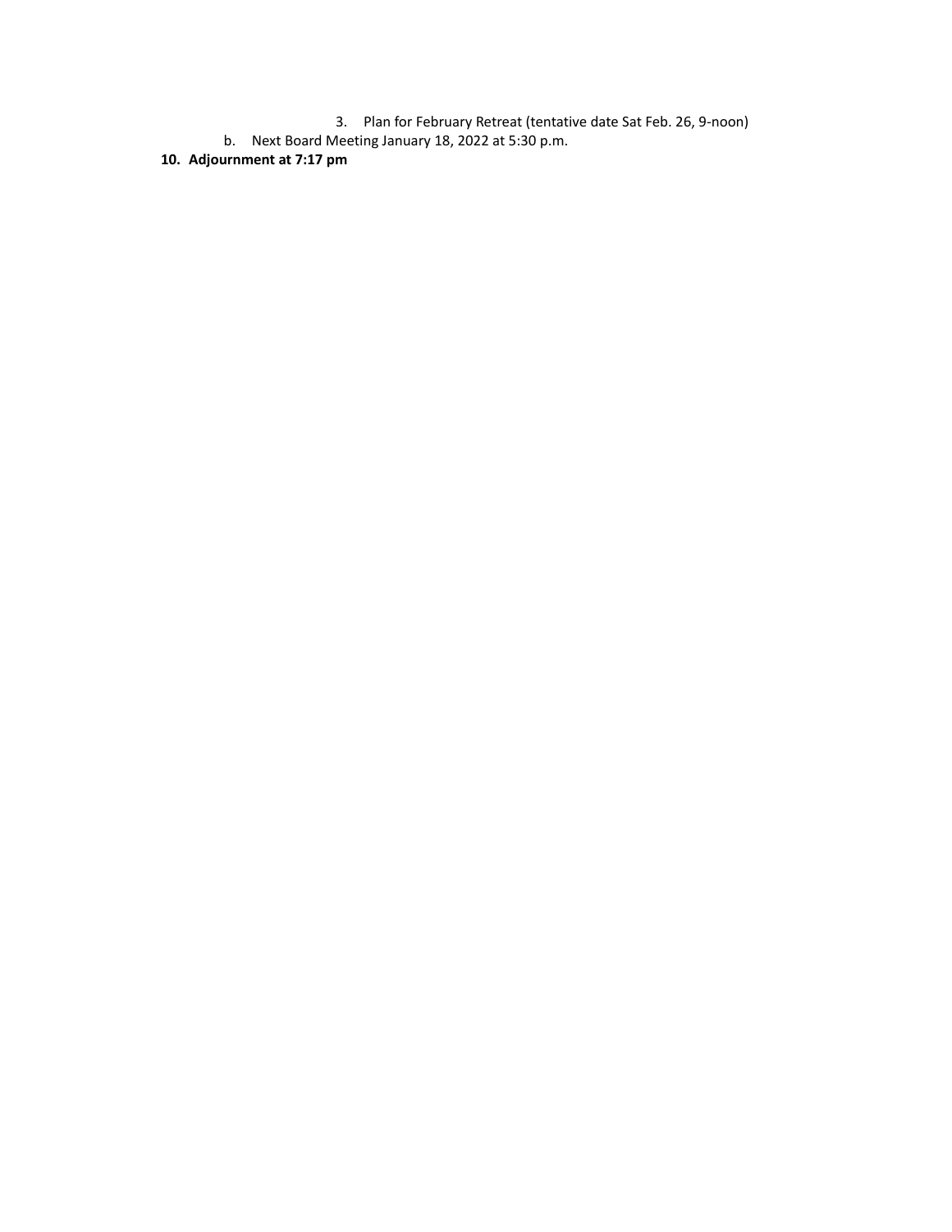3. Plan for February Retreat (tentative date Sat Feb. 26, 9-noon)

b. Next Board Meeting January 18, 2022 at 5:30 p.m.

**10. Adjournment at 7:17 pm**